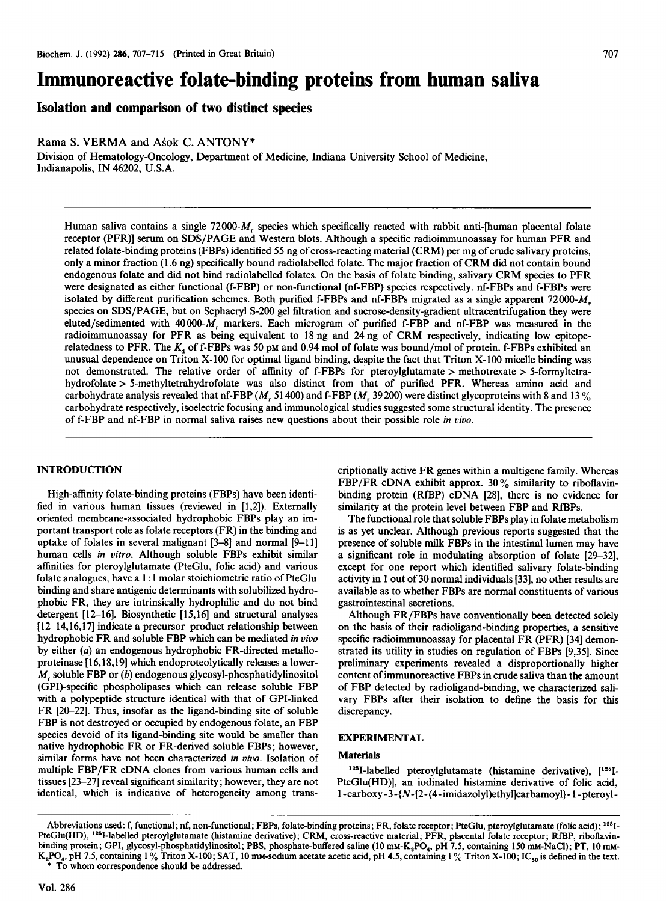# Immunoreactive folate-binding proteins from human saliva

## Isolation and comparison of two distinct species

Rama S. VERMA and Aśok C. ANTONY*

Division of Hematology-Oncology, Department of Medicine, Indiana University School of Medicine, Indianapolis, IN 46202, U.S.A.

Human saliva contains a single 72000-$M_r$ species which specifically reacted with rabbit anti-[human placental folate receptor (PFR)] serum on SDS/PAGE and Western blots. Although a specific radioimmunoassay for human PFR and related folate-binding proteins (FBPs) identified 55 ng of cross-reacting material (CRM) per mg of crude salivary proteins, only a minor fraction (1.6 ng) specifically bound radiolabelled folate. The major fraction of CRM did not contain bound endogenous folate and did not bind radiolabelled folates. On the basis of folate binding, salivary CRM species to PFR were designated as either functional (f-FBP) or non-functional (nf-FBP) species respectively. nf-FBPs and f-FBPs were isolated by different purification schemes. Both purified f-FBPs and nf-FBPs migrated as a single apparent 72000-$M_r$ species on SDS/PAGE, but on Sephacryl S-200 gel filtration and sucrose-density-gradient ultracentrifugation they were eluted/sedimented with 40000-$M_r$ markers. Each microgram of purified f-FBP and nf-FBP was measured in the radioimmunoassay for PFR as being equivalent to 18 ng and 24 ng of CRM respectively, indicating low epitope-relatedness to PFR. The $K_d$ of f-FBPs was 50 pM and 0.94 mol of folate was bound/mol of protein. f-FBPs exhibited an unusual dependence on Triton X-100 for optimal ligand binding, despite the fact that Triton X-100 micelle binding was not demonstrated. The relative order of affinity of f-FBPs for pteroylglutamate > methotrexate > 5-formyltetrahydrofolate > 5-methyltetrahydrofolate was also distinct from that of purified PFR. Whereas amino acid and carbohydrate analysis revealed that nf-FBP ($M_r$ 51400) and f-FBP ($M_r$ 39200) were distinct glycoproteins with 8 and 13% carbohydrate respectively, isoelectric focusing and immunological studies suggested some structural identity. The presence of f-FBP and nf-FBP in normal saliva raises new questions about their possible role *in vivo*.

## INTRODUCTION

High-affinity folate-binding proteins (FBPs) have been identified in various human tissues (reviewed in [1,2]). Externally oriented membrane-associated hydrophobic FBPs play an important transport role as folate receptors (FR) in the binding and uptake of folates in several malignant [3–8] and normal [9–11] human cells *in vitro*. Although soluble FBPs exhibit similar affinities for pteroylglutamate (PteGlu, folic acid) and various folate analogues, have a 1:1 molar stoichiometric ratio of PteGlu binding and share antigenic determinants with solubilized hydrophobic FR, they are intrinsically hydrophilic and do not bind detergent [12–16]. Biosynthetic [15,16] and structural analyses [12–14,16,17] indicate a precursor–product relationship between hydrophobic FR and soluble FBP which can be mediated *in vivo* by either (*a*) an endogenous hydrophobic FR-directed metalloproteinase [16,18,19] which endoproteolytically releases a lower-$M_r$ soluble FBP or (*b*) endogenous glycosyl-phosphatidylinositol (GPI)-specific phospholipases which can release soluble FBP with a polypeptide structure identical with that of GPI-linked FR [20–22]. Thus, insofar as the ligand-binding site of soluble FBP is not destroyed or occupied by endogenous folate, an FBP species devoid of its ligand-binding site would be smaller than native hydrophobic FR or FR-derived soluble FBPs; however, similar forms have not been characterized *in vivo*. Isolation of multiple FBP/FR cDNA clones from various human cells and tissues [23–27] reveal significant similarity; however, they are not identical, which is indicative of heterogeneity among transcriptionally active FR genes within a multigene family. Whereas FBP/FR cDNA exhibit approx. 30% similarity to riboflavin-binding protein (RfBP) cDNA [28], there is no evidence for similarity at the protein level between FBP and RfBPs.

The functional role that soluble FBPs play in folate metabolism is as yet unclear. Although previous reports suggested that the presence of soluble milk FBPs in the intestinal lumen may have a significant role in modulating absorption of folate [29–32], except for one report which identified salivary folate-binding activity in 1 out of 30 normal individuals [33], no other results are available as to whether FBPs are normal constituents of various gastrointestinal secretions.

Although FR/FBPs have conventionally been detected solely on the basis of their radioligand-binding properties, a sensitive specific radioimmunoassay for placental FR (PFR) [34] demonstrated its utility in studies on regulation of FBPs [9,35]. Since preliminary experiments revealed a disproportionally higher content of immunoreactive FBPs in crude saliva than the amount of FBP detected by radioligand-binding, we characterized salivary FBPs after their isolation to define the basis for this discrepancy.

## EXPERIMENTAL

### Materials

$^{125}$I-labelled pteroylglutamate (histamine derivative), [$^{125}$I-PteGlu(HD)], an iodinated histamine derivative of folic acid, 1-carboxy-3-{N-[2-(4-imidazolyl)ethyl]carbamoyl}-1-pteroyl-

---

Abbreviations used: f, functional; nf, non-functional; FBPs, folate-binding proteins; FR, folate receptor; PteGlu, pteroylglutamate (folic acid); $^{125}$I-PteGlu(HD), $^{125}$I-labelled pteroylglutamate (histamine derivative); CRM, cross-reactive material; PFR, placental folate receptor; RfBP, riboflavin-binding protein; GPI, glycosyl-phosphatidylinositol; PBS, phosphate-buffered saline (10 mM-$K_2PO_4$, pH 7.5, containing 150 mM-NaCl); PT, 10 mM-$K_2PO_4$, pH 7.5, containing 1% Triton X-100; SAT, 10 mM-sodium acetate acetic acid, pH 4.5, containing 1% Triton X-100; $IC_{50}$ is defined in the text.

\* To whom correspondence should be addressed.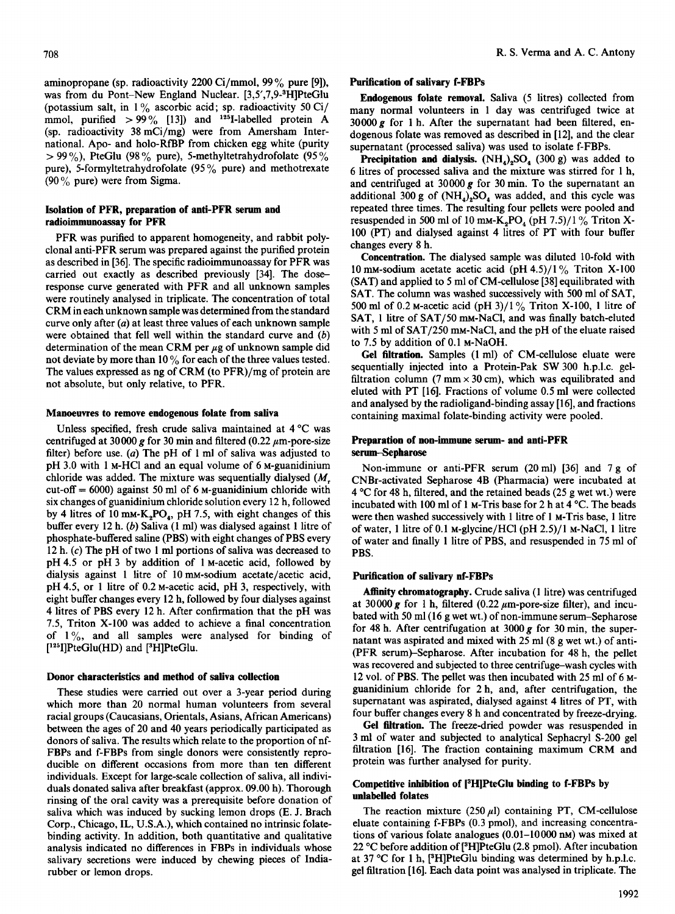aminopropane (sp. radioactivity 2200 Ci/mmol, 99 % pure [9]), was from du Pont–New England Nuclear. [3,5',7,9-$^{3}$H]PteGlu (potassium salt, in 1 % ascorbic acid; sp. radioactivity 50 Ci/mmol, purified > 99 % [13]) and $^{125}$I-labelled protein A (sp. radioactivity 38 mCi/mg) were from Amersham International. Apo- and holo-RfBP from chicken egg white (purity > 99 %), PteGlu (98 % pure), 5-methyltetrahydrofolate (95 % pure), 5-formyltetrahydrofolate (95 % pure) and methotrexate (90 % pure) were from Sigma.

### Isolation of PFR, preparation of anti-PFR serum and radioimmunoassay for PFR

PFR was purified to apparent homogeneity, and rabbit polyclonal anti-PFR serum was prepared against the purified protein as described in [36]. The specific radioimmunoassay for PFR was carried out exactly as described previously [34]. The dose–response curve generated with PFR and all unknown samples were routinely analysed in triplicate. The concentration of total CRM in each unknown sample was determined from the standard curve only after (*a*) at least three values of each unknown sample were obtained that fell well within the standard curve and (*b*) determination of the mean CRM per $\mu$g of unknown sample did not deviate by more than 10 % for each of the three values tested. The values expressed as ng of CRM (to PFR)/mg of protein are not absolute, but only relative, to PFR.

### Manoeuvres to remove endogenous folate from saliva

Unless specified, fresh crude saliva maintained at 4 °C was centrifuged at 30000 *g* for 30 min and filtered (0.22 $\mu$m-pore-size filter) before use. (*a*) The pH of 1 ml of saliva was adjusted to pH 3.0 with 1 M-HCl and an equal volume of 6 M-guanidinium chloride was added. The mixture was sequentially dialysed ($M_r$ cut-off = 6000) against 50 ml of 6 M-guanidinium chloride with six changes of guanidinium chloride solution every 12 h, followed by 4 litres of 10 mM-$K_2PO_4$, pH 7.5, with eight changes of this buffer every 12 h. (*b*) Saliva (1 ml) was dialysed against 1 litre of phosphate-buffered saline (PBS) with eight changes of PBS every 12 h. (*c*) The pH of two 1 ml portions of saliva was decreased to pH 4.5 or pH 3 by addition of 1 M-acetic acid, followed by dialysis against 1 litre of 10 mM-sodium acetate/acetic acid, pH 4.5, or 1 litre of 0.2 M-acetic acid, pH 3, respectively, with eight buffer changes every 12 h, followed by four dialyses against 4 litres of PBS every 12 h. After confirmation that the pH was 7.5, Triton X-100 was added to achieve a final concentration of 1 %, and all samples were analysed for binding of [$^{125}$I]PteGlu(HD) and [$^{3}$H]PteGlu.

### Donor characteristics and method of saliva collection

These studies were carried out over a 3-year period during which more than 20 normal human volunteers from several racial groups (Caucasians, Orientals, Asians, African Americans) between the ages of 20 and 40 years periodically participated as donors of saliva. The results which relate to the proportion of nf-FBPs and f-FBPs from single donors were consistently reproducible on different occasions from more than ten different individuals. Except for large-scale collection of saliva, all individuals donated saliva after breakfast (approx. 09.00 h). Thorough rinsing of the oral cavity was a prerequisite before donation of saliva which was induced by sucking lemon drops (E. J. Brach Corp., Chicago, IL, U.S.A.), which contained no intrinsic folate-binding activity. In addition, both quantitative and qualitative analysis indicated no differences in FBPs in individuals whose salivary secretions were induced by chewing pieces of India-rubber or lemon drops.

### Purification of salivary f-FBPs

**Endogenous folate removal.** Saliva (5 litres) collected from many normal volunteers in 1 day was centrifuged twice at 30000 *g* for 1 h. After the supernatant had been filtered, endogenous folate was removed as described in [12], and the clear supernatant (processed saliva) was used to isolate f-FBPs.

**Precipitation and dialysis.** $(NH_4)_2SO_4$ (300 g) was added to 6 litres of processed saliva and the mixture was stirred for 1 h, and centrifuged at 30000 *g* for 30 min. To the supernatant an additional 300 g of $(NH_4)_2SO_4$ was added, and this cycle was repeated three times. The resulting four pellets were pooled and resuspended in 500 ml of 10 mM-$K_2PO_4$ (pH 7.5)/1 % Triton X-100 (PT) and dialysed against 4 litres of PT with four buffer changes every 8 h.

**Concentration.** The dialysed sample was diluted 10-fold with 10 mM-sodium acetate acetic acid (pH 4.5)/1 % Triton X-100 (SAT) and applied to 5 ml of CM-cellulose [38] equilibrated with SAT. The column was washed successively with 500 ml of SAT, 500 ml of 0.2 M-acetic acid (pH 3)/1 % Triton X-100, 1 litre of SAT, 1 litre of SAT/50 mM-NaCl, and was finally batch-eluted with 5 ml of SAT/250 mM-NaCl, and the pH of the eluate raised to 7.5 by addition of 0.1 M-NaOH.

**Gel filtration.** Samples (1 ml) of CM-cellulose eluate were sequentially injected into a Protein-Pak SW 300 h.p.l.c. gel-filtration column (7 mm × 30 cm), which was equilibrated and eluted with PT [16]. Fractions of volume 0.5 ml were collected and analysed by the radioligand-binding assay [16], and fractions containing maximal folate-binding activity were pooled.

### Preparation of non-immune serum- and anti-PFR serum–Sepharose

Non-immune or anti-PFR serum (20 ml) [36] and 7 g of CNBr-activated Sepharose 4B (Pharmacia) were incubated at 4 °C for 48 h, filtered, and the retained beads (25 g wet wt.) were incubated with 100 ml of 1 M-Tris base for 2 h at 4 °C. The beads were then washed successively with 1 litre of 1 M-Tris base, 1 litre of water, 1 litre of 0.1 M-glycine/HCl (pH 2.5)/1 M-NaCl, 1 litre of water and finally 1 litre of PBS, and resuspended in 75 ml of PBS.

### Purification of salivary nf-FBPs

**Affinity chromatography.** Crude saliva (1 litre) was centrifuged at 30000 *g* for 1 h, filtered (0.22 $\mu$m-pore-size filter), and incubated with 50 ml (16 g wet wt.) of non-immune serum–Sepharose for 48 h. After centrifugation at 3000 *g* for 30 min, the supernatant was aspirated and mixed with 25 ml (8 g wet wt.) of anti-(PFR serum)–Sepharose. After incubation for 48 h, the pellet was recovered and subjected to three centrifuge–wash cycles with 12 vol. of PBS. The pellet was then incubated with 25 ml of 6 M-guanidinium chloride for 2 h, and, after centrifugation, the supernatant was aspirated, dialysed against 4 litres of PT, with four buffer changes every 8 h and concentrated by freeze-drying.

**Gel filtration.** The freeze-dried powder was resuspended in 3 ml of water and subjected to analytical Sephacryl S-200 gel filtration [16]. The fraction containing maximum CRM and protein was further analysed for purity.

### Competitive inhibition of [$^{3}$H]PteGlu binding to f-FBPs by unlabelled folates

The reaction mixture (250 $\mu$l) containing PT, CM-cellulose eluate containing f-FBPs (0.3 pmol), and increasing concentrations of various folate analogues (0.01–10000 nM) was mixed at 22 °C before addition of [$^{3}$H]PteGlu (2.8 pmol). After incubation at 37 °C for 1 h, [$^{3}$H]PteGlu binding was determined by h.p.l.c. gel filtration [16]. Each data point was analysed in triplicate. The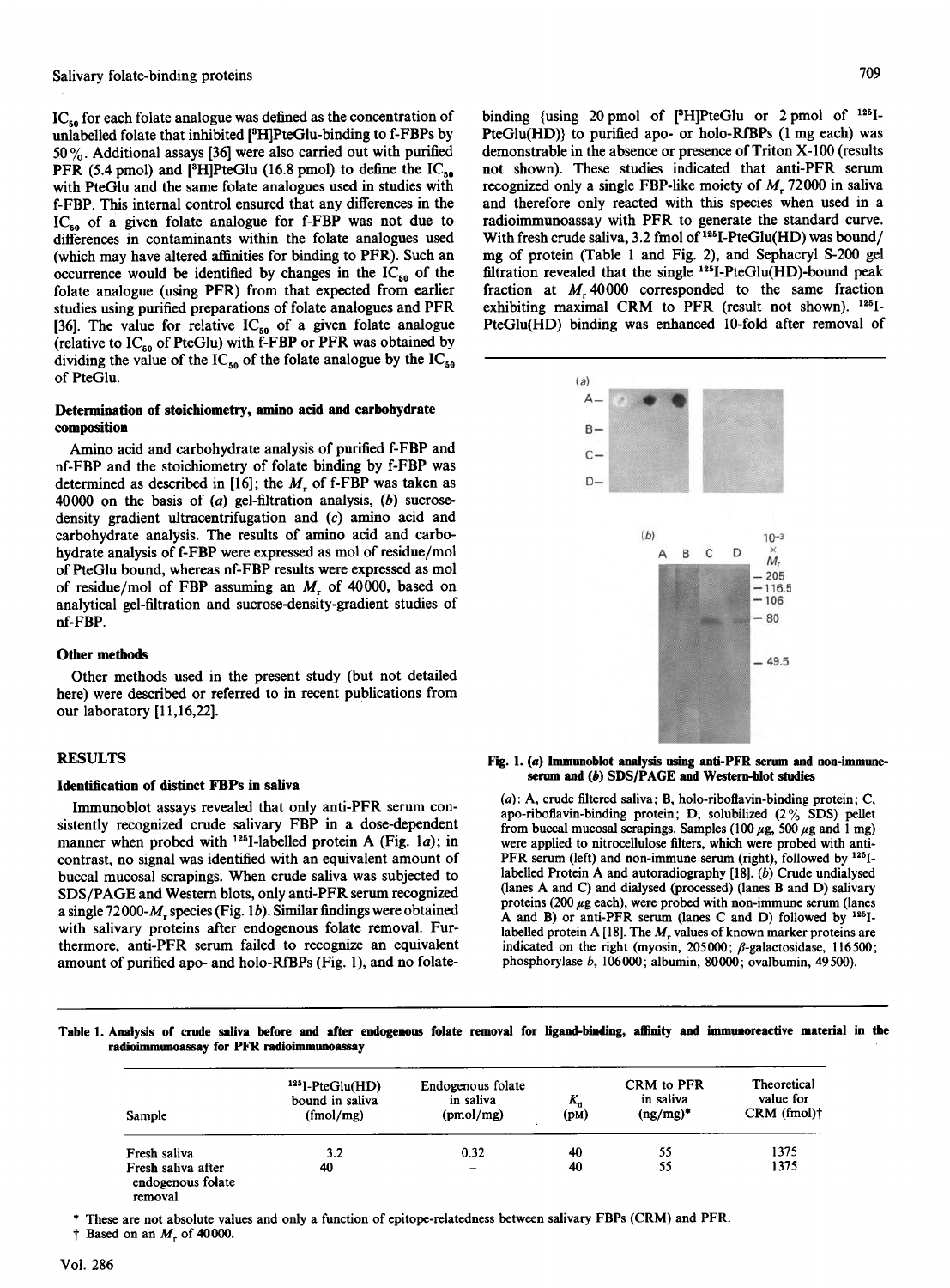$IC_{50}$ for each folate analogue was defined as the concentration of unlabelled folate that inhibited [$^3$H]PteGlu-binding to f-FBPs by 50%. Additional assays [36] were also carried out with purified PFR (5.4 pmol) and [$^3$H]PteGlu (16.8 pmol) to define the $IC_{50}$ with PteGlu and the same folate analogues used in studies with f-FBP. This internal control ensured that any differences in the $IC_{50}$ of a given folate analogue for f-FBP was not due to differences in contaminants within the folate analogues used (which may have altered affinities for binding to PFR). Such an occurrence would be identified by changes in the $IC_{50}$ of the folate analogue (using PFR) from that expected from earlier studies using purified preparations of folate analogues and PFR [36]. The value for relative $IC_{50}$ of a given folate analogue (relative to $IC_{50}$ of PteGlu) with f-FBP or PFR was obtained by dividing the value of the $IC_{50}$ of the folate analogue by the $IC_{50}$ of PteGlu.

### Determination of stoichiometry, amino acid and carbohydrate composition

Amino acid and carbohydrate analysis of purified f-FBP and nf-FBP and the stoichiometry of folate binding by f-FBP was determined as described in [16]; the $M_r$ of f-FBP was taken as 40000 on the basis of (*a*) gel-filtration analysis, (*b*) sucrose-density gradient ultracentrifugation and (*c*) amino acid and carbohydrate analysis. The results of amino acid and carbohydrate analysis of f-FBP were expressed as mol of residue/mol of PteGlu bound, whereas nf-FBP results were expressed as mol of residue/mol of FBP assuming an $M_r$ of 40000, based on analytical gel-filtration and sucrose-density-gradient studies of nf-FBP.

### Other methods

Other methods used in the present study (but not detailed here) were described or referred to in recent publications from our laboratory [11,16,22].

## RESULTS

### Identification of distinct FBPs in saliva

Immunoblot assays revealed that only anti-PFR serum consistently recognized crude salivary FBP in a dose-dependent manner when probed with $^{125}$I-labelled protein A (Fig. 1*a*); in contrast, no signal was identified with an equivalent amount of buccal mucosal scrapings. When crude saliva was subjected to SDS/PAGE and Western blots, only anti-PFR serum recognized a single 72000-$M_r$ species (Fig. 1*b*). Similar findings were obtained with salivary proteins after endogenous folate removal. Furthermore, anti-PFR serum failed to recognize an equivalent amount of purified apo- and holo-RfBPs (Fig. 1), and no folate-binding {using 20 pmol of [$^3$H]PteGlu or 2 pmol of $^{125}$I-PteGlu(HD)} to purified apo- or holo-RfBPs (1 mg each) was demonstrable in the absence or presence of Triton X-100 (results not shown). These studies indicated that anti-PFR serum recognized only a single FBP-like moiety of $M_r$ 72000 in saliva and therefore only reacted with this species when used in a radioimmunoassay with PFR to generate the standard curve. With fresh crude saliva, 3.2 fmol of $^{125}$I-PteGlu(HD) was bound/mg of protein (Table 1 and Fig. 2), and Sephacryl S-200 gel filtration revealed that the single $^{125}$I-PteGlu(HD)-bound peak fraction at $M_r$ 40000 corresponded to the same fraction exhibiting maximal CRM to PFR (result not shown). $^{125}$I-PteGlu(HD) binding was enhanced 10-fold after removal of

Fig. 1. (*a*) Immunoblot analysis using anti-PFR serum and non-immune-serum and (*b*) SDS/PAGE and Western-blot studies

(*a*): A, crude filtered saliva; B, holo-riboflavin-binding protein; C, apo-riboflavin-binding protein; D, solubilized (2% SDS) pellet from buccal mucosal scrapings. Samples (100 μg, 500 μg and 1 mg) were applied to nitrocellulose filters, which were probed with anti-PFR serum (left) and non-immune serum (right), followed by $^{125}$I-labelled Protein A and autoradiography [18]. (*b*) Crude undialysed (lanes A and C) and dialysed (processed) (lanes B and D) salivary proteins (200 μg each), were probed with non-immune serum (lanes A and B) or anti-PFR serum (lanes C and D) followed by $^{125}$I-labelled protein A [18]. The $M_r$ values of known marker proteins are indicated on the right (myosin, 205000; β-galactosidase, 116500; phosphorylase *b*, 106000; albumin, 80000; ovalbumin, 49500).

Table 1. Analysis of crude saliva before and after endogenous folate removal for ligand-binding, affinity and immunoreactive material in the radioimmunoassay for PFR radioimmunoassay

| Sample | $^{125}$I-PteGlu(HD) bound in saliva (fmol/mg) | Endogenous folate in saliva (pmol/mg) | $K_d$ (pM) | CRM to PFR in saliva (ng/mg)* | Theoretical value for CRM (fmol)† |
|---|---|---|---|---|---|
| Fresh saliva | 3.2 | 0.32 | 40 | 55 | 1375 |
| Fresh saliva after endogenous folate removal | 40 | – | 40 | 55 | 1375 |

\* These are not absolute values and only a function of epitope-relatedness between salivary FBPs (CRM) and PFR.
† Based on an $M_r$ of 40000.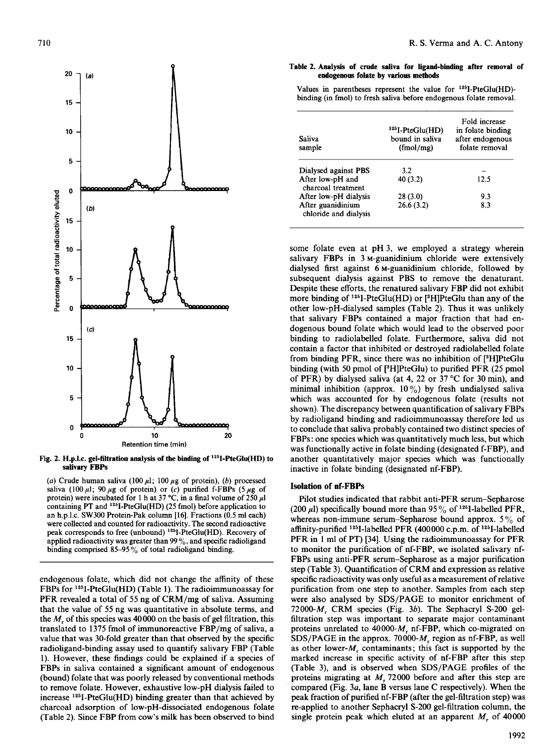Fig. 2. H.p.l.c. gel-filtration analysis of the binding of $^{125}$I-PteGlu(HD) to salivary FBPs

(a) Crude human saliva (100 μl; 100 μg of protein), (b) processed saliva (100 μl; 90 μg of protein) or (c) purified f-FBPs (5 μg of protein) were incubated for 1 h at 37 °C, in a final volume of 250 μl containing PT and $^{125}$I-PteGlu(HD) (25 fmol) before application to an h.p.l.c. SW300 Protein-Pak column [16]. Fractions (0.5 ml each) were collected and counted for radioactivity. The second radioactive peak corresponds to free (unbound) $^{125}$I-PteGlu(HD). Recovery of applied radioactivity was greater than 99%, and specific radioligand binding comprised 85–95% of total radioligand binding.

endogenous folate, which did not change the affinity of these FBPs for $^{125}$I-PteGlu(HD) (Table 1). The radioimmunoassay for PFR revealed a total of 55 ng of CRM/mg of saliva. Assuming that the value of 55 ng was quantitative in absolute terms, and the $M_r$ of this species was 40000 on the basis of gel filtration, this translated to 1375 fmol of immunoreactive FBP/mg of saliva, a value that was 30-fold greater than that observed by the specific radioligand-binding assay used to quantify salivary FBP (Table 1). However, these findings could be explained if a species of FBPs in saliva contained a significant amount of endogenous (bound) folate that was poorly released by conventional methods to remove folate. However, exhaustive low-pH dialysis failed to increase $^{125}$I-PteGlu(HD) binding greater than that achieved by charcoal adsorption of low-pH-dissociated endogenous folate (Table 2). Since FBP from cow's milk has been observed to bind

**Table 2. Analysis of crude saliva for ligand-binding after removal of endogenous folate by various methods**

Values in parentheses represent the value for $^{125}$I-PteGlu(HD)-binding (in fmol) to fresh saliva before endogenous folate removal.

| Saliva sample | $^{125}$I-PteGlu(HD) bound in saliva (fmol/mg) | Fold increase in folate binding after endogenous folate removal |
|---|---|---|
| Dialysed against PBS | 3.2 | – |
| After low-pH and charcoal treatment | 40 (3.2) | 12.5 |
| After low-pH dialysis | 28 (3.0) | 9.3 |
| After guanidinium chloride and dialysis | 26.6 (3.2) | 8.3 |

some folate even at pH 3, we employed a strategy wherein salivary FBPs in 3 M-guanidinium chloride were extensively dialysed first against 6 M-guanidinium chloride, followed by subsequent dialysis against PBS to remove the denaturant. Despite these efforts, the renatured salivary FBP did not exhibit more binding of $^{125}$I-PteGlu(HD) or [$^{3}$H]PteGlu than any of the other low-pH-dialysed samples (Table 2). Thus it was unlikely that salivary FBPs contained a major fraction that had endogenous bound folate which would lead to the observed poor binding to radiolabelled folate. Furthermore, saliva did not contain a factor that inhibited or destroyed radiolabelled folate from binding PFR, since there was no inhibition of [$^{3}$H]PteGlu binding (with 50 pmol of [$^{3}$H]PteGlu) to purified PFR (25 pmol of PFR) by dialysed saliva (at 4, 22 or 37 °C for 30 min), and minimal inhibition (approx. 10%) by fresh undialysed saliva which was accounted for by endogenous folate (results not shown). The discrepancy between quantification of salivary FBPs by radioligand binding and radioimmunoassay therefore led us to conclude that saliva probably contained two distinct species of FBPs: one species which was quantitatively much less, but which was functionally active in folate binding (designated f-FBP), and another quantitatively major species which was functionally inactive in folate binding (designated nf-FBP).

### Isolation of nf-FBPs

Pilot studies indicated that rabbit anti-PFR serum–Sepharose (200 μl) specifically bound more than 95% of $^{125}$I-labelled PFR, whereas non-immune serum–Sepharose bound approx. 5% of affinity-purified $^{125}$I-labelled PFR (400000 c.p.m. of $^{125}$I-labelled PFR in 1 ml of PT) [34]. Using the radioimmunoassay for PFR to monitor the purification of nf-FBP, we isolated salivary nf-FBPs using anti-PFR serum–Sepharose as a major purification step (Table 3). Quantification of CRM and expression as relative specific radioactivity was only useful as a measurement of relative purification from one step to another. Samples from each step were also analysed by SDS/PAGE to monitor enrichment of 72000-$M_r$ CRM species (Fig. 3b). The Sephacryl S-200 gel-filtration step was important to separate major contaminant proteins unrelated to 40000-$M_r$ nf-FBP, which co-migrated on SDS/PAGE in the approx. 70000-$M_r$ region as nf-FBP, as well as other lower-$M_r$ contaminants; this fact is supported by the marked increase in specific activity of nf-FBP after this step (Table 3), and is observed when SDS/PAGE profiles of the proteins migrating at $M_r$ 72000 before and after this step are compared (Fig. 3a, lane B versus lane C respectively). When the peak fraction of purified nf-FBP (after the gel-filtration step) was re-applied to another Sephacryl S-200 gel-filtration column, the single protein peak which eluted at an apparent $M_r$ of 40000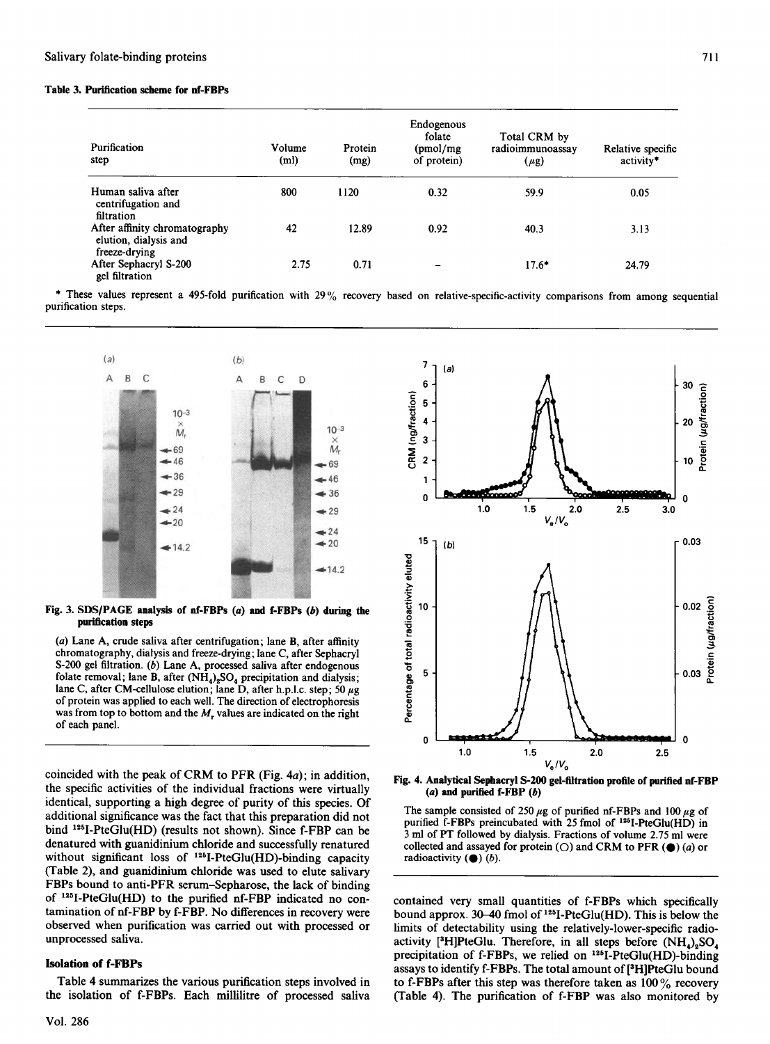**Table 3. Purification scheme for nf-FBPs**

| Purification step | Volume (ml) | Protein (mg) | Endogenous folate (pmol/mg of protein) | Total CRM by radioimmunoassay (μg) | Relative specific activity* |
|---|---|---|---|---|---|
| Human saliva after centrifugation and filtration | 800 | 1120 | 0.32 | 59.9 | 0.05 |
| After affinity chromatography elution, dialysis and freeze-drying | 42 | 12.89 | 0.92 | 40.3 | 3.13 |
| After Sephacryl S-200 gel filtration | 2.75 | 0.71 | – | 17.6* | 24.79 |

\* These values represent a 495-fold purification with 29% recovery based on relative-specific-activity comparisons from among sequential purification steps.

**Fig. 3. SDS/PAGE analysis of nf-FBPs (a) and f-FBPs (b) during the purification steps**

(a) Lane A, crude saliva after centrifugation; lane B, after affinity chromatography, dialysis and freeze-drying; lane C, after Sephacryl S-200 gel filtration. (b) Lane A, processed saliva after endogenous folate removal; lane B, after $(NH_4)_2SO_4$ precipitation and dialysis; lane C, after CM-cellulose elution; lane D, after h.p.l.c. step; 50 μg of protein was applied to each well. The direction of electrophoresis was from top to bottom and the $M_r$ values are indicated on the right of each panel.

**Fig. 4. Analytical Sephacryl S-200 gel-filtration profile of purified nf-FBP (a) and purified f-FBP (b)**

The sample consisted of 250 μg of purified nf-FBPs and 100 μg of purified f-FBPs preincubated with 25 fmol of $^{125}$I-PteGlu(HD) in 3 ml of PT followed by dialysis. Fractions of volume 2.75 ml were collected and assayed for protein (○) and CRM to PFR (●) (a) or radioactivity (●) (b).

coincided with the peak of CRM to PFR (Fig. 4a); in addition, the specific activities of the individual fractions were virtually identical, supporting a high degree of purity of this species. Of additional significance was the fact that this preparation did not bind $^{125}$I-PteGlu(HD) (results not shown). Since f-FBP can be denatured with guanidinium chloride and successfully renatured without significant loss of $^{125}$I-PteGlu(HD)-binding capacity (Table 2), and guanidinium chloride was used to elute salivary FBPs bound to anti-PFR serum–Sepharose, the lack of binding of $^{125}$I-PteGlu(HD) to the purified nf-FBP indicated no contamination of nf-FBP by f-FBP. No differences in recovery were observed when purification was carried out with processed or unprocessed saliva.

### Isolation of f-FBPs

Table 4 summarizes the various purification steps involved in the isolation of f-FBPs. Each millilitre of processed saliva contained very small quantities of f-FBPs which specifically bound approx. 30–40 fmol of $^{125}$I-PteGlu(HD). This is below the limits of detectability using the relatively-lower-specific radioactivity [$^3$H]PteGlu. Therefore, in all steps before $(NH_4)_2SO_4$ precipitation of f-FBPs, we relied on $^{125}$I-PteGlu(HD)-binding assays to identify f-FBPs. The total amount of [$^3$H]PteGlu bound to f-FBPs after this step was therefore taken as 100% recovery (Table 4). The purification of f-FBP was also monitored by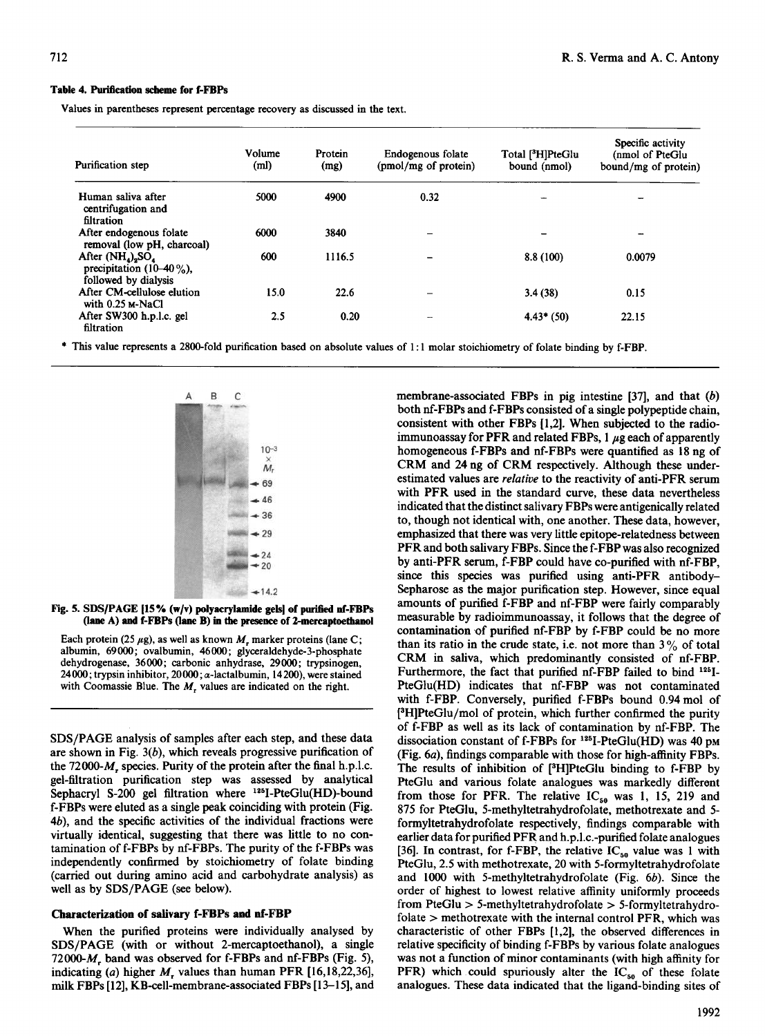**Table 4. Purification scheme for f-FBPs**

Values in parentheses represent percentage recovery as discussed in the text.

| Purification step | Volume (ml) | Protein (mg) | Endogenous folate (pmol/mg of protein) | Total [$^3$H]PteGlu bound (nmol) | Specific activity (nmol of PteGlu bound/mg of protein) |
|---|---|---|---|---|---|
| Human saliva after centrifugation and filtration | 5000 | 4900 | 0.32 | – | – |
| After endogenous folate removal (low pH, charcoal) | 6000 | 3840 | – | – | – |
| After $(NH_4)_2SO_4$ precipitation (10–40 %), followed by dialysis | 600 | 1116.5 | – | 8.8 (100) | 0.0079 |
| After CM-cellulose elution with 0.25 M-NaCl | 15.0 | 22.6 | – | 3.4 (38) | 0.15 |
| After SW300 h.p.l.c. gel filtration | 2.5 | 0.20 | – | 4.43* (50) | 22.15 |

* This value represents a 2800-fold purification based on absolute values of 1:1 molar stoichiometry of folate binding by f-FBP.

**Fig. 5. SDS/PAGE [15% (w/v) polyacrylamide gels] of purified nf-FBPs (lane A) and f-FBPs (lane B) in the presence of 2-mercaptoethanol**

Each protein (25 μg), as well as known $M_r$ marker proteins (lane C; albumin, 69000; ovalbumin, 46000; glyceraldehyde-3-phosphate dehydrogenase, 36000; carbonic anhydrase, 29000; trypsinogen, 24000; trypsin inhibitor, 20000; α-lactalbumin, 14200), were stained with Coomassie Blue. The $M_r$ values are indicated on the right.

SDS/PAGE analysis of samples after each step, and these data are shown in Fig. 3(b), which reveals progressive purification of the 72000-$M_r$ species. Purity of the protein after the final h.p.l.c. gel-filtration purification step was assessed by analytical Sephacryl S-200 gel filtration where $^{125}$I-PteGlu(HD)-bound f-FBPs were eluted as a single peak coinciding with protein (Fig. 4b), and the specific activities of the individual fractions were virtually identical, suggesting that there was little to no contamination of f-FBPs by nf-FBPs. The purity of the f-FBPs was independently confirmed by stoichiometry of folate binding (carried out during amino acid and carbohydrate analysis) as well as by SDS/PAGE (see below).

## Characterization of salivary f-FBPs and nf-FBP

When the purified proteins were individually analysed by SDS/PAGE (with or without 2-mercaptoethanol), a single 72000-$M_r$ band was observed for f-FBPs and nf-FBPs (Fig. 5), indicating (a) higher $M_r$ values than human PFR [16,18,22,36], milk FBPs [12], KB-cell-membrane-associated FBPs [13–15], and membrane-associated FBPs in pig intestine [37], and that (b) both nf-FBPs and f-FBPs consisted of a single polypeptide chain, consistent with other FBPs [1,2]. When subjected to the radioimmunoassay for PFR and related FBPs, 1 μg each of apparently homogeneous f-FBPs and nf-FBPs were quantified as 18 ng of CRM and 24 ng of CRM respectively. Although these underestimated values are *relative* to the reactivity of anti-PFR serum with PFR used in the standard curve, these data nevertheless indicated that the distinct salivary FBPs were antigenically related to, though not identical with, one another. These data, however, emphasized that there was very little epitope-relatedness between PFR and both salivary FBPs. Since the f-FBP was also recognized by anti-PFR serum, f-FBP could have co-purified with nf-FBP, since this species was purified using anti-PFR antibody–Sepharose as the major purification step. However, since equal amounts of purified f-FBP and nf-FBP were fairly comparably measurable by radioimmunoassay, it follows that the degree of contamination of purified nf-FBP by f-FBP could be no more than its ratio in the crude state, i.e. not more than 3% of total CRM in saliva, which predominantly consisted of nf-FBP. Furthermore, the fact that purified nf-FBP failed to bind $^{125}$I-PteGlu(HD) indicates that nf-FBP was not contaminated with f-FBP. Conversely, purified f-FBPs bound 0.94 mol of [$^3$H]PteGlu/mol of protein, which further confirmed the purity of f-FBP as well as its lack of contamination by nf-FBP. The dissociation constant of f-FBPs for $^{125}$I-PteGlu(HD) was 40 pM (Fig. 6a), findings comparable with those for high-affinity FBPs. The results of inhibition of [$^3$H]PteGlu binding to f-FBP by PteGlu and various folate analogues was markedly different from those for PFR. The relative $IC_{50}$ was 1, 15, 219 and 875 for PteGlu, 5-methyltetrahydrofolate, methotrexate and 5-formyltetrahydrofolate respectively, findings comparable with earlier data for purified PFR and h.p.l.c.-purified folate analogues [36]. In contrast, for f-FBP, the relative $IC_{50}$ value was 1 with PteGlu, 2.5 with methotrexate, 20 with 5-formyltetrahydrofolate and 1000 with 5-methyltetrahydrofolate (Fig. 6b). Since the order of highest to lowest relative affinity uniformly proceeds from PteGlu > 5-methyltetrahydrofolate > 5-formyltetrahydrofolate > methotrexate with the internal control PFR, which was characteristic of other FBPs [1,2], the observed differences in relative specificity of binding f-FBPs by various folate analogues was not a function of minor contaminants (with high affinity for PFR) which could spuriously alter the $IC_{50}$ of these folate analogues. These data indicated that the ligand-binding sites of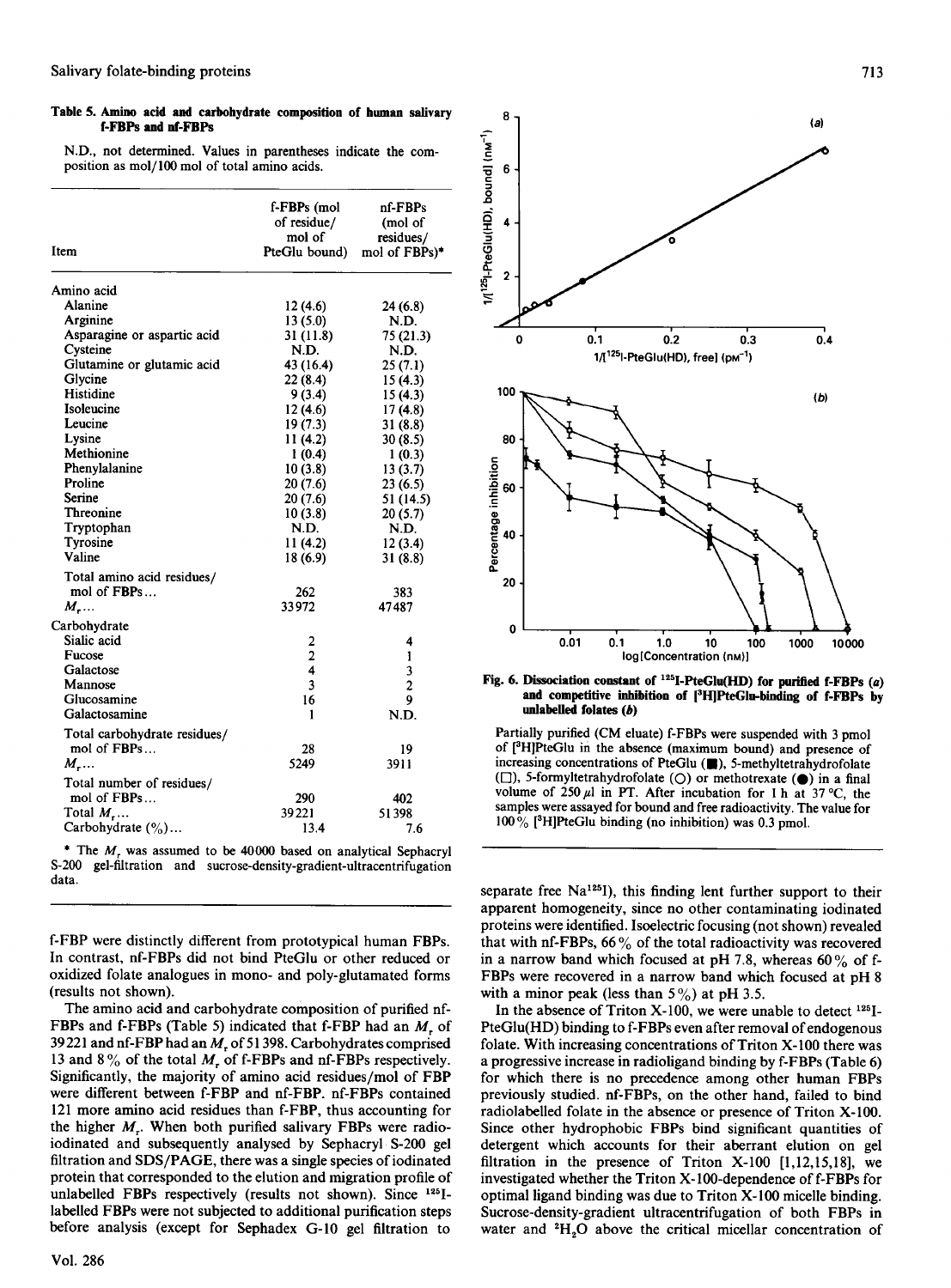**Table 5. Amino acid and carbohydrate composition of human salivary f-FBPs and nf-FBPs**

N.D., not determined. Values in parentheses indicate the composition as mol/100 mol of total amino acids.

| Item | f-FBPs (mol of residue/ mol of PteGlu bound) | nf-FBPs (mol of residues/ mol of FBPs)* |
|---|---|---|
| Amino acid | | |
| Alanine | 12 (4.6) | 24 (6.8) |
| Arginine | 13 (5.0) | N.D. |
| Asparagine or aspartic acid | 31 (11.8) | 75 (21.3) |
| Cysteine | N.D. | N.D. |
| Glutamine or glutamic acid | 43 (16.4) | 25 (7.1) |
| Glycine | 22 (8.4) | 15 (4.3) |
| Histidine | 9 (3.4) | 15 (4.3) |
| Isoleucine | 12 (4.6) | 17 (4.8) |
| Leucine | 19 (7.3) | 31 (8.8) |
| Lysine | 11 (4.2) | 30 (8.5) |
| Methionine | 1 (0.4) | 1 (0.3) |
| Phenylalanine | 10 (3.8) | 13 (3.7) |
| Proline | 20 (7.6) | 23 (6.5) |
| Serine | 20 (7.6) | 51 (14.5) |
| Threonine | 10 (3.8) | 20 (5.7) |
| Tryptophan | N.D. | N.D. |
| Tyrosine | 11 (4.2) | 12 (3.4) |
| Valine | 18 (6.9) | 31 (8.8) |
| Total amino acid residues/ mol of FBPs... | 262 | 383 |
| $M_r$... | 33972 | 47487 |
| Carbohydrate | | |
| Sialic acid | 2 | 4 |
| Fucose | 2 | 1 |
| Galactose | 4 | 3 |
| Mannose | 3 | 2 |
| Glucosamine | 16 | 9 |
| Galactosamine | 1 | N.D. |
| Total carbohydrate residues/ mol of FBPs... | 28 | 19 |
| $M_r$... | 5249 | 3911 |
| Total number of residues/ mol of FBPs... | 290 | 402 |
| Total $M_r$... | 39221 | 51398 |
| Carbohydrate (%)... | 13.4 | 7.6 |

\* The $M_r$ was assumed to be 40000 based on analytical Sephacryl S-200 gel-filtration and sucrose-density-gradient-ultracentrifugation data.

f-FBP were distinctly different from prototypical human FBPs. In contrast, nf-FBPs did not bind PteGlu or other reduced or oxidized folate analogues in mono- and poly-glutamated forms (results not shown).

The amino acid and carbohydrate composition of purified nf-FBPs and f-FBPs (Table 5) indicated that f-FBP had an $M_r$ of 39221 and nf-FBP had an $M_r$ of 51398. Carbohydrates comprised 13 and 8% of the total $M_r$ of f-FBPs and nf-FBPs respectively. Significantly, the majority of amino acid residues/mol of FBP were different between f-FBP and nf-FBP. nf-FBPs contained 121 more amino acid residues than f-FBP, thus accounting for the higher $M_r$. When both purified salivary FBPs were radioiodinated and subsequently analysed by Sephacryl S-200 gel filtration and SDS/PAGE, there was a single species of iodinated protein that corresponded to the elution and migration profile of unlabelled FBPs respectively (results not shown). Since $^{125}$I-labelled FBPs were not subjected to additional purification steps before analysis (except for Sephadex G-10 gel filtration to separate free Na$^{125}$I), this finding lent further support to their apparent homogeneity, since no other contaminating iodinated proteins were identified. Isoelectric focusing (not shown) revealed that with nf-FBPs, 66% of the total radioactivity was recovered in a narrow band which focused at pH 7.8, whereas 60% of f-FBPs were recovered in a narrow band which focused at pH 8 with a minor peak (less than 5%) at pH 3.5.

In the absence of Triton X-100, we were unable to detect $^{125}$I-PteGlu(HD) binding to f-FBPs even after removal of endogenous folate. With increasing concentrations of Triton X-100 there was a progressive increase in radioligand binding by f-FBPs (Table 6) for which there is no precedence among other human FBPs previously studied. nf-FBPs, on the other hand, failed to bind radiolabelled folate in the absence or presence of Triton X-100. Since other hydrophobic FBPs bind significant quantities of detergent which accounts for their aberrant elution on gel filtration in the presence of Triton X-100 [1,12,15,18], we investigated whether the Triton X-100-dependence of f-FBPs for optimal ligand binding was due to Triton X-100 micelle binding. Sucrose-density-gradient ultracentrifugation of both FBPs in water and $^2H_2O$ above the critical micellar concentration of

**Fig. 6. Dissociation constant of $^{125}$I-PteGlu(HD) for purified f-FBPs (a) and competitive inhibition of [$^3$H]PteGlu-binding of f-FBPs by unlabelled folates (b)**

Partially purified (CM eluate) f-FBPs were suspended with 3 pmol of [$^3$H]PteGlu in the absence (maximum bound) and presence of increasing concentrations of PteGlu (■), 5-methyltetrahydrofolate (□), 5-formyltetrahydrofolate (○) or methotrexate (●) in a final volume of 250 µl in PT. After incubation for 1 h at 37 °C, the samples were assayed for bound and free radioactivity. The value for 100% [$^3$H]PteGlu binding (no inhibition) was 0.3 pmol.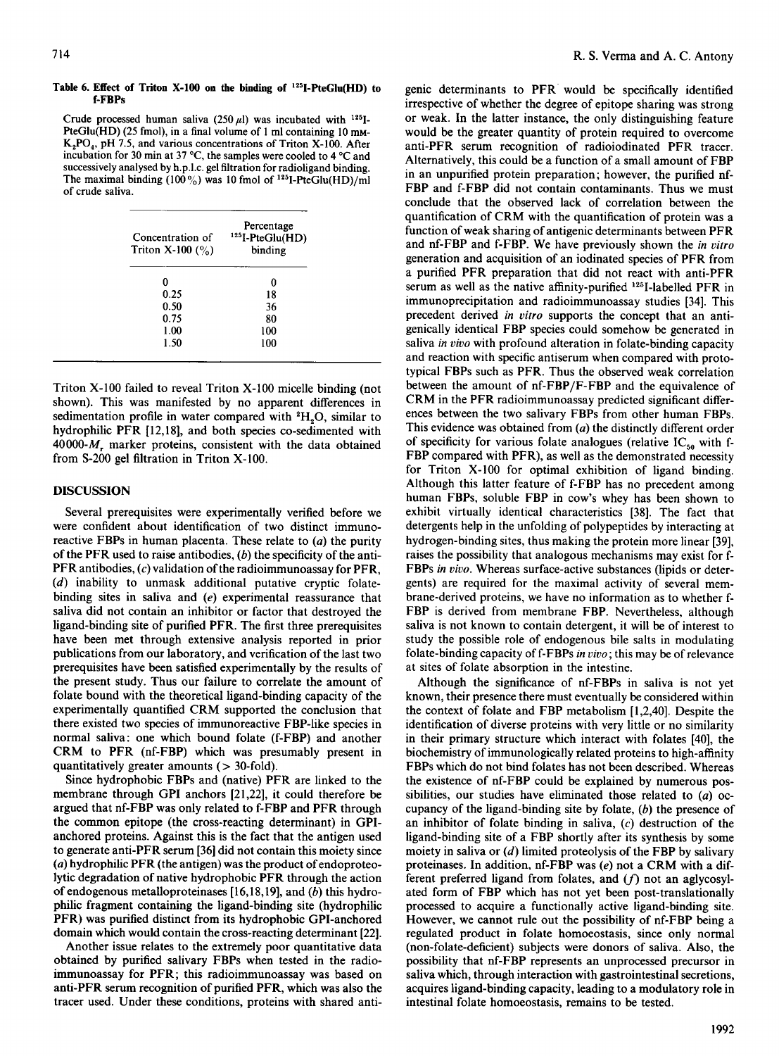**Table 6. Effect of Triton X-100 on the binding of $^{125}$I-PteGlu(HD) to f-FBPs**

Crude processed human saliva (250 μl) was incubated with $^{125}$I-PteGlu(HD) (25 fmol), in a final volume of 1 ml containing 10 mM-$K_2PO_4$, pH 7.5, and various concentrations of Triton X-100. After incubation for 30 min at 37 °C, the samples were cooled to 4 °C and successively analysed by h.p.l.c. gel filtration for radioligand binding. The maximal binding (100%) was 10 fmol of $^{125}$I-PteGlu(HD)/ml of crude saliva.

| Concentration of Triton X-100 (%) | Percentage $^{125}$I-PteGlu(HD) binding |
|---|---|
| 0 | 0 |
| 0.25 | 18 |
| 0.50 | 36 |
| 0.75 | 80 |
| 1.00 | 100 |
| 1.50 | 100 |

Triton X-100 failed to reveal Triton X-100 micelle binding (not shown). This was manifested by no apparent differences in sedimentation profile in water compared with $^2H_2O$, similar to hydrophilic PFR [12,18], and both species co-sedimented with 40000-$M_r$ marker proteins, consistent with the data obtained from S-200 gel filtration in Triton X-100.

## DISCUSSION

Several prerequisites were experimentally verified before we were confident about identification of two distinct immunoreactive FBPs in human placenta. These relate to (*a*) the purity of the PFR used to raise antibodies, (*b*) the specificity of the anti-PFR antibodies, (*c*) validation of the radioimmunoassay for PFR, (*d*) inability to unmask additional putative cryptic folate-binding sites in saliva and (*e*) experimental reassurance that saliva did not contain an inhibitor or factor that destroyed the ligand-binding site of purified PFR. The first three prerequisites have been met through extensive analysis reported in prior publications from our laboratory, and verification of the last two prerequisites have been satisfied experimentally by the results of the present study. Thus our failure to correlate the amount of folate bound with the theoretical ligand-binding capacity of the experimentally quantified CRM supported the conclusion that there existed two species of immunoreactive FBP-like species in normal saliva: one which bound folate (f-FBP) and another CRM to PFR (nf-FBP) which was presumably present in quantitatively greater amounts (> 30-fold).

Since hydrophobic FBPs and (native) PFR are linked to the membrane through GPI anchors [21,22], it could therefore be argued that nf-FBP was only related to f-FBP and PFR through the common epitope (the cross-reacting determinant) in GPI-anchored proteins. Against this is the fact that the antigen used to generate anti-PFR serum [36] did not contain this moiety since (*a*) hydrophilic PFR (the antigen) was the product of endoproteolytic degradation of native hydrophobic PFR through the action of endogenous metalloproteinases [16,18,19], and (*b*) this hydrophilic fragment containing the ligand-binding site (hydrophilic PFR) was purified distinct from its hydrophobic GPI-anchored domain which would contain the cross-reacting determinant [22].

Another issue relates to the extremely poor quantitative data obtained by purified salivary FBPs when tested in the radioimmunoassay for PFR; this radioimmunoassay was based on anti-PFR serum recognition of purified PFR, which was also the tracer used. Under these conditions, proteins with shared antigenic determinants to PFR would be specifically identified irrespective of whether the degree of epitope sharing was strong or weak. In the latter instance, the only distinguishing feature would be the greater quantity of protein required to overcome anti-PFR serum recognition of radioiodinated PFR tracer. Alternatively, this could be a function of a small amount of FBP in an unpurified protein preparation; however, the purified nf-FBP and f-FBP did not contain contaminants. Thus we must conclude that the observed lack of correlation between the quantification of CRM with the quantification of protein was a function of weak sharing of antigenic determinants between PFR and nf-FBP and f-FBP. We have previously shown the *in vitro* generation and acquisition of an iodinated species of PFR from a purified PFR preparation that did not react with anti-PFR serum as well as the native affinity-purified $^{125}$I-labelled PFR in immunoprecipitation and radioimmunoassay studies [34]. This precedent derived *in vitro* supports the concept that an antigenically identical FBP species could somehow be generated in saliva *in vivo* with profound alteration in folate-binding capacity and reaction with specific antiserum when compared with prototypical FBPs such as PFR. Thus the observed weak correlation between the amount of nf-FBP/F-FBP and the equivalence of CRM in the PFR radioimmunoassay predicted significant differences between the two salivary FBPs from other human FBPs. This evidence was obtained from (*a*) the distinctly different order of specificity for various folate analogues (relative $IC_{50}$ with f-FBP compared with PFR), as well as the demonstrated necessity for Triton X-100 for optimal exhibition of ligand binding. Although this latter feature of f-FBP has no precedent among human FBPs, soluble FBP in cow's whey has been shown to exhibit virtually identical characteristics [38]. The fact that detergents help in the unfolding of polypeptides by interacting at hydrogen-binding sites, thus making the protein more linear [39], raises the possibility that analogous mechanisms may exist for f-FBPs *in vivo*. Whereas surface-active substances (lipids or detergents) are required for the maximal activity of several membrane-derived proteins, we have no information as to whether f-FBP is derived from membrane FBP. Nevertheless, although saliva is not known to contain detergent, it will be of interest to study the possible role of endogenous bile salts in modulating folate-binding capacity of f-FBPs *in vivo*; this may be of relevance at sites of folate absorption in the intestine.

Although the significance of nf-FBPs in saliva is not yet known, their presence there must eventually be considered within the context of folate and FBP metabolism [1,2,40]. Despite the identification of diverse proteins with very little or no similarity in their primary structure which interact with folates [40], the biochemistry of immunologically related proteins to high-affinity FBPs which do not bind folates has not been described. Whereas the existence of nf-FBP could be explained by numerous possibilities, our studies have eliminated those related to (*a*) occupancy of the ligand-binding site by folate, (*b*) the presence of an inhibitor of folate binding in saliva, (*c*) destruction of the ligand-binding site of a FBP shortly after its synthesis by some moiety in saliva or (*d*) limited proteolysis of the FBP by salivary proteinases. In addition, nf-FBP was (*e*) not a CRM with a different preferred ligand from folates, and (*f*) not an aglycosylated form of FBP which has not yet been post-translationally processed to acquire a functionally active ligand-binding site. However, we cannot rule out the possibility of nf-FBP being a regulated product in folate homoeostasis, since only normal (non-folate-deficient) subjects were donors of saliva. Also, the possibility that nf-FBP represents an unprocessed precursor in saliva which, through interaction with gastrointestinal secretions, acquires ligand-binding capacity, leading to a modulatory role in intestinal folate homoeostasis, remains to be tested.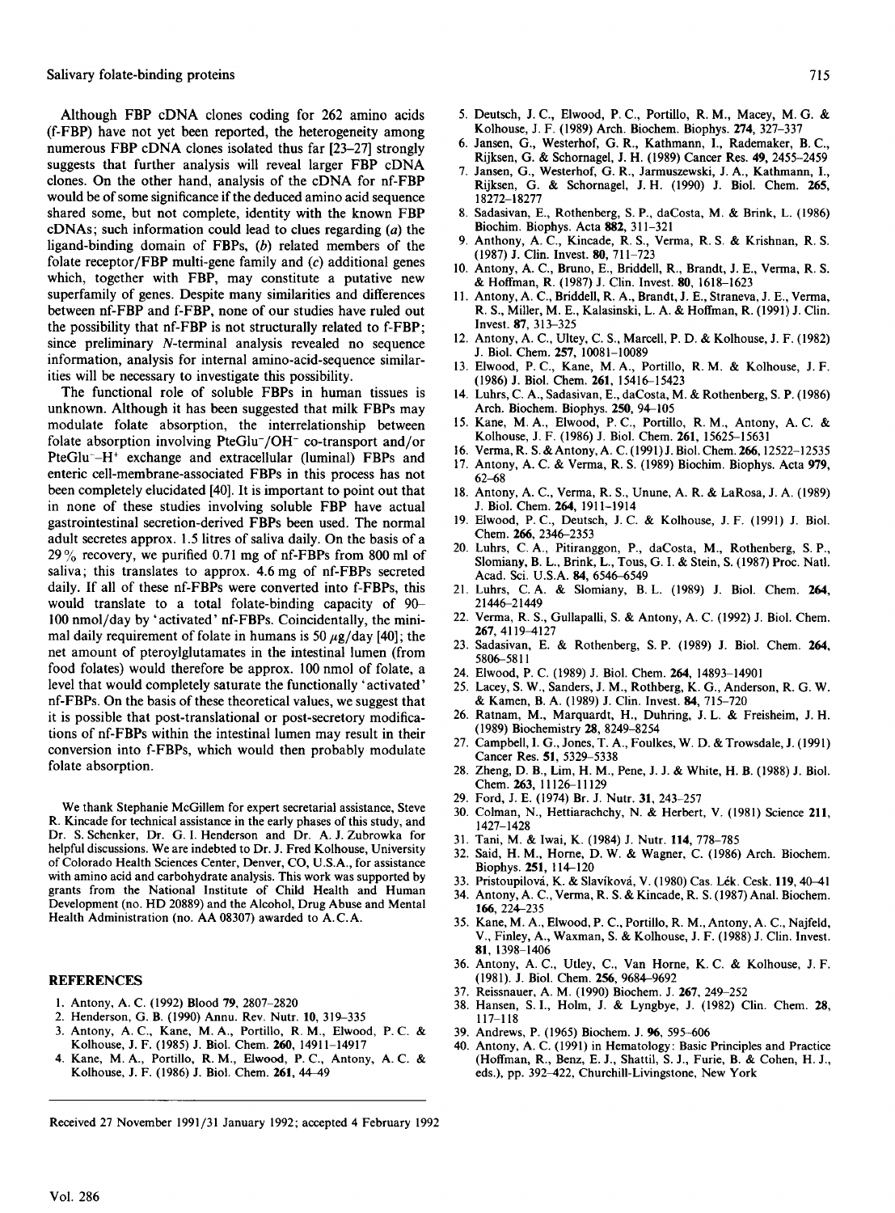Although FBP cDNA clones coding for 262 amino acids (f-FBP) have not yet been reported, the heterogeneity among numerous FBP cDNA clones isolated thus far [23–27] strongly suggests that further analysis will reveal larger FBP cDNA clones. On the other hand, analysis of the cDNA for nf-FBP would be of some significance if the deduced amino acid sequence shared some, but not complete, identity with the known FBP cDNAs; such information could lead to clues regarding (*a*) the ligand-binding domain of FBPs, (*b*) related members of the folate receptor/FBP multi-gene family and (*c*) additional genes which, together with FBP, may constitute a putative new superfamily of genes. Despite many similarities and differences between nf-FBP and f-FBP, none of our studies have ruled out the possibility that nf-FBP is not structurally related to f-FBP; since preliminary *N*-terminal analysis revealed no sequence information, analysis for internal amino-acid-sequence similarities will be necessary to investigate this possibility.

The functional role of soluble FBPs in human tissues is unknown. Although it has been suggested that milk FBPs may modulate folate absorption, the interrelationship between folate absorption involving $PteGlu^-/OH^-$ co-transport and/or $PteGlu^-$–$H^+$ exchange and extracellular (luminal) FBPs and enteric cell-membrane-associated FBPs in this process has not been completely elucidated [40]. It is important to point out that in none of these studies involving soluble FBP have actual gastrointestinal secretion-derived FBPs been used. The normal adult secretes approx. 1.5 litres of saliva daily. On the basis of a 29% recovery, we purified 0.71 mg of nf-FBPs from 800 ml of saliva; this translates to approx. 4.6 mg of nf-FBPs secreted daily. If all of these nf-FBPs were converted into f-FBPs, this would translate to a total folate-binding capacity of 90–100 nmol/day by 'activated' nf-FBPs. Coincidentally, the minimal daily requirement of folate in humans is 50 $\mu$g/day [40]; the net amount of pteroylglutamates in the intestinal lumen (from food folates) would therefore be approx. 100 nmol of folate, a level that would completely saturate the functionally 'activated' nf-FBPs. On the basis of these theoretical values, we suggest that it is possible that post-translational or post-secretory modifications of nf-FBPs within the intestinal lumen may result in their conversion into f-FBPs, which would then probably modulate folate absorption.

We thank Stephanie McGillem for expert secretarial assistance, Steve R. Kincade for technical assistance in the early phases of this study, and Dr. S. Schenker, Dr. G. I. Henderson and Dr. A. J. Zubrowka for helpful discussions. We are indebted to Dr. J. Fred Kolhouse, University of Colorado Health Sciences Center, Denver, CO, U.S.A., for assistance with amino acid and carbohydrate analysis. This work was supported by grants from the National Institute of Child Health and Human Development (no. HD 20889) and the Alcohol, Drug Abuse and Mental Health Administration (no. AA 08307) awarded to A.C.A.

## REFERENCES

1. Antony, A. C. (1992) Blood **79**, 2807–2820
2. Henderson, G. B. (1990) Annu. Rev. Nutr. **10**, 319–335
3. Antony, A. C., Kane, M. A., Portillo, R. M., Elwood, P. C. & Kolhouse, J. F. (1985) J. Biol. Chem. **260**, 14911–14917
4. Kane, M. A., Portillo, R. M., Elwood, P. C., Antony, A. C. & Kolhouse, J. F. (1986) J. Biol. Chem. **261**, 44–49
5. Deutsch, J. C., Elwood, P. C., Portillo, R. M., Macey, M. G. & Kolhouse, J. F. (1989) Arch. Biochem. Biophys. **274**, 327–337
6. Jansen, G., Westerhof, G. R., Kathmann, I., Rademaker, B. C., Rijksen, G. & Schornagel, J. H. (1989) Cancer Res. **49**, 2455–2459
7. Jansen, G., Westerhof, G. R., Jarmuszewski, J. A., Kathmann, I., Rijksen, G. & Schornagel, J. H. (1990) J. Biol. Chem. **265**, 18272–18277
8. Sadasivan, E., Rothenberg, S. P., daCosta, M. & Brink, L. (1986) Biochim. Biophys. Acta **882**, 311–321
9. Anthony, A. C., Kincade, R. S., Verma, R. S. & Krishnan, R. S. (1987) J. Clin. Invest. **80**, 711–723
10. Antony, A. C., Bruno, E., Briddell, R., Brandt, J. E., Verma, R. S. & Hoffman, R. (1987) J. Clin. Invest. **80**, 1618–1623
11. Antony, A. C., Briddell, R. A., Brandt, J. E., Straneva, J. E., Verma, R. S., Miller, M. E., Kalasinski, L. A. & Hoffman, R. (1991) J. Clin. Invest. **87**, 313–325
12. Antony, A. C., Ultey, C. S., Marcell, P. D. & Kolhouse, J. F. (1982) J. Biol. Chem. **257**, 10081–10089
13. Elwood, P. C., Kane, M. A., Portillo, R. M. & Kolhouse, J. F. (1986) J. Biol. Chem. **261**, 15416–15423
14. Luhrs, C. A., Sadasivan, E., daCosta, M. & Rothenberg, S. P. (1986) Arch. Biochem. Biophys. **250**, 94–105
15. Kane, M. A., Elwood, P. C., Portillo, R. M., Antony, A. C. & Kolhouse, J. F. (1986) J. Biol. Chem. **261**, 15625–15631
16. Verma, R. S. & Antony, A. C. (1991) J. Biol. Chem. **266**, 12522–12535
17. Antony, A. C. & Verma, R. S. (1989) Biochim. Biophys. Acta **979**, 62–68
18. Antony, A. C., Verma, R. S., Unune, A. R. & LaRosa, J. A. (1989) J. Biol. Chem. **264**, 1911–1914
19. Elwood, P. C., Deutsch, J. C. & Kolhouse, J. F. (1991) J. Biol. Chem. **266**, 2346–2353
20. Luhrs, C. A., Pitiranggon, P., daCosta, M., Rothenberg, S. P., Slomiany, B. L., Brink, L., Tous, G. I. & Stein, S. (1987) Proc. Natl. Acad. Sci. U.S.A. **84**, 6546–6549
21. Luhrs, C. A. & Slomiany, B. L. (1989) J. Biol. Chem. **264**, 21446–21449
22. Verma, R. S., Gullapalli, S. & Antony, A. C. (1992) J. Biol. Chem. **267**, 4119–4127
23. Sadasivan, E. & Rothenberg, S. P. (1989) J. Biol. Chem. **264**, 5806–5811
24. Elwood, P. C. (1989) J. Biol. Chem. **264**, 14893–14901
25. Lacey, S. W., Sanders, J. M., Rothberg, K. G., Anderson, R. G. W. & Kamen, B. A. (1989) J. Clin. Invest. **84**, 715–720
26. Ratnam, M., Marquardt, H., Duhring, J. L. & Freisheim, J. H. (1989) Biochemistry **28**, 8249–8254
27. Campbell, I. G., Jones, T. A., Foulkes, W. D. & Trowsdale, J. (1991) Cancer Res. **51**, 5329–5338
28. Zheng, D. B., Lim, H. M., Pene, J. J. & White, H. B. (1988) J. Biol. Chem. **263**, 11126–11129
29. Ford, J. E. (1974) Br. J. Nutr. **31**, 243–257
30. Colman, N., Hettiarachchy, N. & Herbert, V. (1981) Science **211**, 1427–1428
31. Tani, M. & Iwai, K. (1984) J. Nutr. **114**, 778–785
32. Said, H. M., Horne, D. W. & Wagner, C. (1986) Arch. Biochem. Biophys. **251**, 114–120
33. Pristoupilová, K. & Slavíková, V. (1980) Cas. Lék. Cesk. **119**, 40–41
34. Antony, A. C., Verma, R. S. & Kincade, R. S. (1987) Anal. Biochem. **166**, 224–235
35. Kane, M. A., Elwood, P. C., Portillo, R. M., Antony, A. C., Najfeld, V., Finley, A., Waxman, S. & Kolhouse, J. F. (1988) J. Clin. Invest. **81**, 1398–1406
36. Antony, A. C., Utley, C., Van Horne, K. C. & Kolhouse, J. F. (1981). J. Biol. Chem. **256**, 9684–9692
37. Reissnauer, A. M. (1990) Biochem. J. **267**, 249–252
38. Hansen, S. I., Holm, J. & Lyngbye, J. (1982) Clin. Chem. **28**, 117–118
39. Andrews, P. (1965) Biochem. J. **96**, 595–606
40. Antony, A. C. (1991) in Hematology: Basic Principles and Practice (Hoffman, R., Benz, E. J., Shattil, S. J., Furie, B. & Cohen, H. J., eds.), pp. 392–422, Churchill-Livingstone, New York

Received 27 November 1991/31 January 1992; accepted 4 February 1992